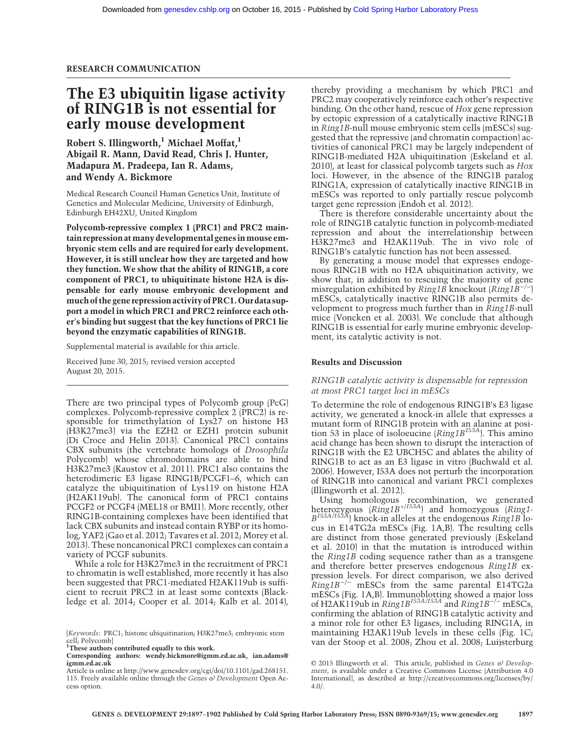RESEARCH COMMUNICATION

# The E3 ubiquitin ligase activity of RING1B is not essential for early mouse development

**Robert S. Illingworth,[1] Michael Moffat,[1] Abigail R. Mann, David Read, Chris J. Hunter, Madapura M. Pradeepa, Ian R. Adams, and Wendy A. Bickmore**

Medical Research Council Human Genetics Unit, Institute of Genetics and Molecular Medicine, University of Edinburgh, Edinburgh EH42XU, United Kingdom

**Polycomb-repressive complex 1 (PRC1) and PRC2 maintain repression at many developmental genes in mouse embryonic stem cells and are required for early development. However, it is still unclear how they are targeted and how they function. We show that the ability of RING1B, a core component of PRC1, to ubiquitinate histone H2A is dispensable for early mouse embryonic development and much of the gene repression activity of PRC1. Our data support a model in which PRC1 and PRC2 reinforce each other's binding but suggest that the key functions of PRC1 lie beyond the enzymatic capabilities of RING1B.**

Supplemental material is available for this article.

Received June 30, 2015; revised version accepted August 20, 2015.

There are two principal types of Polycomb group (PcG) complexes. Polycomb-repressive complex 2 (PRC2) is responsible for trimethylation of Lys27 on histone H3 (H3K27me3) via the EZH2 or EZH1 protein subunit (Di Croce and Helin 2013). Canonical PRC1 contains CBX subunits (the vertebrate homologs of *Drosophila* Polycomb) whose chromodomains are able to bind H3K27me3 (Kaustov et al. 2011). PRC1 also contains the heterodimeric E3 ligase RING1B/PCGF1–6, which can catalyze the ubiquitination of Lys119 on histone H2A (H2AK119ub). The canonical form of PRC1 contains PCGF2 or PCGF4 (MEL18 or BMI1). More recently, other RING1B-containing complexes have been identified that lack CBX subunits and instead contain RYBP or its homolog, YAF2 (Gao et al. 2012; Tavares et al. 2012; Morey et al. 2013). These noncanonical PRC1 complexes can contain a variety of PCGF subunits.

While a role for H3K27me3 in the recruitment of PRC1 to chromatin is well established, more recently it has also been suggested that PRC1-mediated H2AK119ub is sufficient to recruit PRC2 in at least some contexts (Blackledge et al. 2014; Cooper et al. 2014; Kalb et al. 2014), thereby providing a mechanism by which PRC1 and PRC2 may cooperatively reinforce each other's respective binding. On the other hand, rescue of *Hox* gene repression by ectopic expression of a catalytically inactive RING1B in *Ring1B*-null mouse embryonic stem cells (mESCs) suggested that the repressive (and chromatin compaction) activities of canonical PRC1 may be largely independent of RING1B-mediated H2A ubiquitination (Eskeland et al. 2010), at least for classical polycomb targets such as *Hox* loci. However, in the absence of the RING1B paralog RING1A, expression of catalytically inactive RING1B in mESCs was reported to only partially rescue polycomb target gene repression (Endoh et al. 2012).

There is therefore considerable uncertainty about the role of RING1B catalytic function in polycomb-mediated repression and about the interrelationship between H3K27me3 and H2AK119ub. The in vivo role of RING1B's catalytic function has not been assessed.

By generating a mouse model that expresses endogenous RING1B with no H2A ubiquitination activity, we show that, in addition to rescuing the majority of gene misregulation exhibited by *Ring1B* knockout ($Ring1B^{-/-}$) mESCs, catalytically inactive RING1B also permits development to progress much further than in *Ring1B*-null mice (Voncken et al. 2003). We conclude that although RING1B is essential for early murine embryonic development, its catalytic activity is not.

## Results and Discussion

### *RING1B catalytic activity is dispensable for repression at most PRC1 target loci in mESCs*

To determine the role of endogenous RING1B's E3 ligase activity, we generated a knock-in allele that expresses a mutant form of RING1B protein with an alanine at position 53 in place of isoleucine ($Ring1B^{I53A}$). This amino acid change has been shown to disrupt the interaction of RING1B with the E2 UBCH5C and ablates the ability of RING1B to act as an E3 ligase in vitro (Buchwald et al. 2006). However, I53A does not perturb the incorporation of RING1B into canonical and variant PRC1 complexes (Illingworth et al. 2012).

Using homologous recombination, we generated heterozygous ($Ring1B^{+/I53A}$) and homozygous ($Ring1B^{I53A/I53A}$) knock-in alleles at the endogenous *Ring1B* locus in E14TG2a mESCs (Fig. 1A,B). The resulting cells are distinct from those generated previously (Eskeland et al. 2010) in that the mutation is introduced within the *Ring1B* coding sequence rather than as a transgene and therefore better preserves endogenous *Ring1B* expression levels. For direct comparison, we also derived $Ring1B^{-/-}$ mESCs from the same parental E14TG2a mESCs (Fig. 1A,B). Immunoblotting showed a major loss of H2AK119ub in $Ring1B^{I53A/I53A}$ and $Ring1B^{-/-}$ mESCs, confirming the ablation of RING1B catalytic activity and a minor role for other E3 ligases, including RING1A, in maintaining H2AK119ub levels in these cells (Fig. 1C; van der Stoop et al. 2008; Zhou et al. 2008; Luijsterburg

[*Keywords*: PRC1; histone ubiquitination; H3K27me3; embryonic stem cell; Polycomb]

[1]These authors contributed equally to this work.

**Corresponding authors: wendy.bickmore@igmm.ed.ac.uk, ian.adams@igmm.ed.ac.uk**

Article is online at http://www.genesdev.org/cgi/doi/10.1101/gad.268151.115. Freely available online through the *Genes & Development* Open Access option.

© 2015 Illingworth et al. This article, published in *Genes & Development*, is available under a Creative Commons License (Attribution 4.0 International), as described at http://creativecommons.org/licenses/by/4.0/.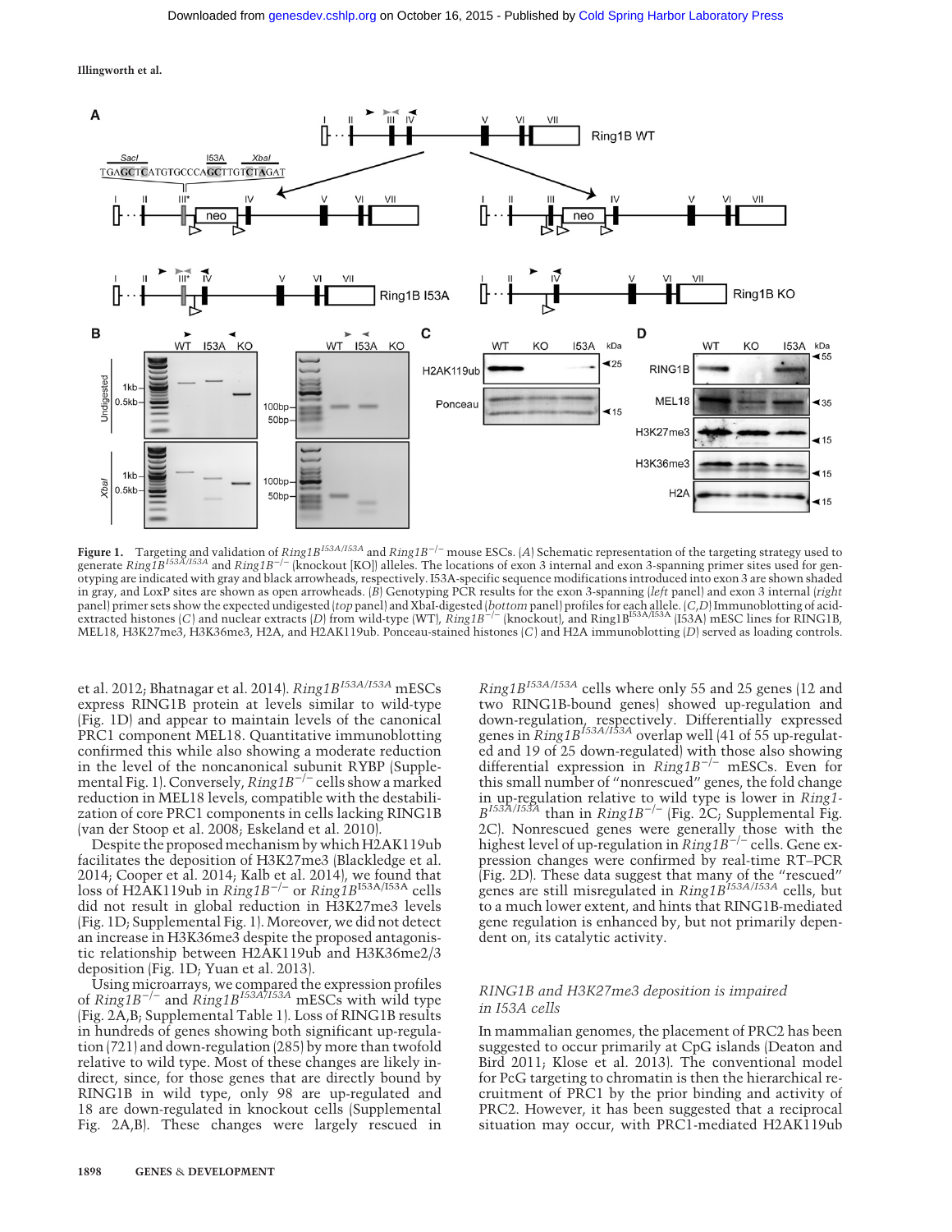**Figure 1.** Targeting and validation of *Ring1B*$^{I53A/I53A}$ and *Ring1B*$^{-/-}$ mouse ESCs. (*A*) Schematic representation of the targeting strategy used to generate *Ring1B*$^{I53A/I53A}$ and *Ring1B*$^{-/-}$ (knockout [KO]) alleles. The locations of exon 3 internal and exon 3-spanning primer sites used for genotyping are indicated with gray and black arrowheads, respectively. I53A-specific sequence modifications introduced into exon 3 are shown shaded in gray, and LoxP sites are shown as open arrowheads. (*B*) Genotyping PCR results for the exon 3-spanning (*left* panel) and exon 3 internal (*right* panel) primer sets show the expected undigested (*top* panel) and XbaI-digested (*bottom* panel) profiles for each allele. (*C*,*D*) Immunoblotting of acid-extracted histones (*C*) and nuclear extracts (*D*) from wild-type (WT), *Ring1B*$^{-/-}$ (knockout), and Ring1B$^{I53A/I53A}$ (I53A) mESC lines for RING1B, MEL18, H3K27me3, H3K36me3, H2A, and H2AK119ub. Ponceau-stained histones (*C*) and H2A immunoblotting (*D*) served as loading controls.

et al. 2012; Bhatnagar et al. 2014). *Ring1B*$^{I53A/I53A}$ mESCs express RING1B protein at levels similar to wild-type (Fig. 1D) and appear to maintain levels of the canonical PRC1 component MEL18. Quantitative immunoblotting confirmed this while also showing a moderate reduction in the level of the noncanonical subunit RYBP (Supplemental Fig. 1). Conversely, *Ring1B*$^{-/-}$ cells show a marked reduction in MEL18 levels, compatible with the destabilization of core PRC1 components in cells lacking RING1B (van der Stoop et al. 2008; Eskeland et al. 2010).

Despite the proposed mechanism by which H2AK119ub facilitates the deposition of H3K27me3 (Blackledge et al. 2014; Cooper et al. 2014; Kalb et al. 2014), we found that loss of H2AK119ub in *Ring1B*$^{-/-}$ or *Ring1B*$^{I53A/I53A}$ cells did not result in global reduction in H3K27me3 levels (Fig. 1D; Supplemental Fig. 1). Moreover, we did not detect an increase in H3K36me3 despite the proposed antagonistic relationship between H2AK119ub and H3K36me2/3 deposition (Fig. 1D; Yuan et al. 2013).

Using microarrays, we compared the expression profiles of *Ring1B*$^{-/-}$ and *Ring1B*$^{I53A/I53A}$ mESCs with wild type (Fig. 2A,B; Supplemental Table 1). Loss of RING1B results in hundreds of genes showing both significant up-regulation (721) and down-regulation (285) by more than twofold relative to wild type. Most of these changes are likely indirect, since, for those genes that are directly bound by RING1B in wild type, only 98 are up-regulated and 18 are down-regulated in knockout cells (Supplemental Fig. 2A,B). These changes were largely rescued in *Ring1B*$^{I53A/I53A}$ cells where only 55 and 25 genes (12 and two RING1B-bound genes) showed up-regulation and down-regulation, respectively. Differentially expressed genes in *Ring1B*$^{I53A/I53A}$ overlap well (41 of 55 up-regulated and 19 of 25 down-regulated) with those also showing differential expression in *Ring1B*$^{-/-}$ mESCs. Even for this small number of "nonrescued" genes, the fold change in up-regulation relative to wild type is lower in *Ring1B*$^{I53A/I53A}$ than in *Ring1B*$^{-/-}$ (Fig. 2C; Supplemental Fig. 2C). Nonrescued genes were generally those with the highest level of up-regulation in *Ring1B*$^{-/-}$ cells. Gene expression changes were confirmed by real-time RT–PCR (Fig. 2D). These data suggest that many of the "rescued" genes are still misregulated in *Ring1B*$^{I53A/I53A}$ cells, but to a much lower extent, and hints that RING1B-mediated gene regulation is enhanced by, but not primarily dependent on, its catalytic activity.

## *RING1B and H3K27me3 deposition is impaired in I53A cells*

In mammalian genomes, the placement of PRC2 has been suggested to occur primarily at CpG islands (Deaton and Bird 2011; Klose et al. 2013). The conventional model for PcG targeting to chromatin is then the hierarchical recruitment of PRC1 by the prior binding and activity of PRC2. However, it has been suggested that a reciprocal situation may occur, with PRC1-mediated H2AK119ub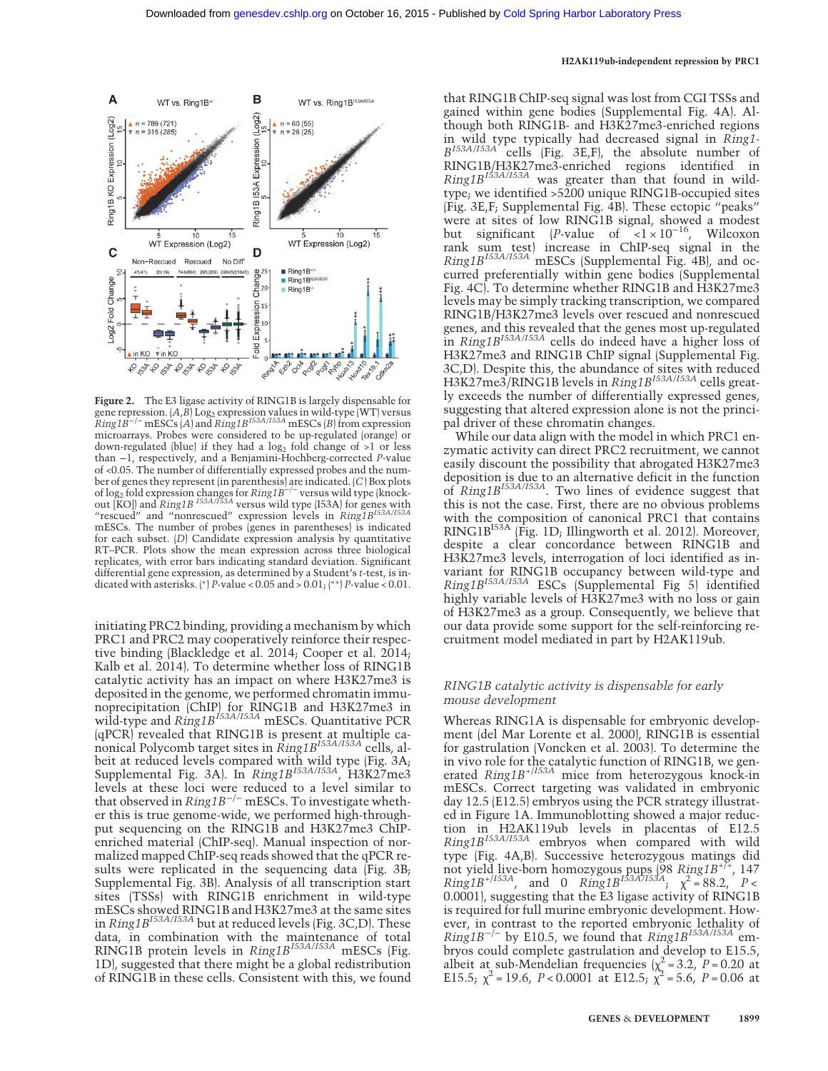Figure 2. The E3 ligase activity of RING1B is largely dispensable for gene repression. (*A*,*B*) $Log_2$ expression values in wild-type (WT) versus *Ring1B*$^{-/-}$ mESCs (*A*) and *Ring1B*$^{I53A/I53A}$ mESCs (*B*) from expression microarrays. Probes were considered to be up-regulated (orange) or down-regulated (blue) if they had a $log_2$ fold change of >1 or less than −1, respectively, and a Benjamini-Hochberg-corrected *P*-value of <0.05. The number of differentially expressed probes and the number of genes they represent (in parenthesis) are indicated. (*C*) Box plots of $log_2$ fold expression changes for *Ring1B*$^{-/-}$ versus wild type (knockout [KO]) and *Ring1B* $^{I53A/I53A}$ versus wild type (I53A) for genes with "rescued" and "nonrescued" expression levels in *Ring1B*$^{I53A/I53A}$ mESCs. The number of probes (genes in parentheses) is indicated for each subset. (*D*) Candidate expression analysis by quantitative RT–PCR. Plots show the mean expression across three biological replicates, with error bars indicating standard deviation. Significant differential gene expression, as determined by a Student's *t*-test, is indicated with asterisks. (*) *P*-value < 0.05 and > 0.01; (**) *P*-value < 0.01.

initiating PRC2 binding, providing a mechanism by which PRC1 and PRC2 may cooperatively reinforce their respective binding (Blackledge et al. 2014; Cooper et al. 2014; Kalb et al. 2014). To determine whether loss of RING1B catalytic activity has an impact on where H3K27me3 is deposited in the genome, we performed chromatin immunoprecipitation (ChIP) for RING1B and H3K27me3 in wild-type and *Ring1B*$^{I53A/I53A}$ mESCs. Quantitative PCR (qPCR) revealed that RING1B is present at multiple canonical Polycomb target sites in *Ring1B*$^{I53A/I53A}$ cells, albeit at reduced levels compared with wild type (Fig. 3A; Supplemental Fig. 3A). In *Ring1B*$^{I53A/I53A}$, H3K27me3 levels at these loci were reduced to a level similar to that observed in *Ring1B*$^{-/-}$ mESCs. To investigate whether this is true genome-wide, we performed high-throughput sequencing on the RING1B and H3K27me3 ChIP-enriched material (ChIP-seq). Manual inspection of normalized mapped ChIP-seq reads showed that the qPCR results were replicated in the sequencing data (Fig. 3B; Supplemental Fig. 3B). Analysis of all transcription start sites (TSSs) with RING1B enrichment in wild-type mESCs showed RING1B and H3K27me3 at the same sites in *Ring1B*$^{I53A/I53A}$ but at reduced levels (Fig. 3C,D). These data, in combination with the maintenance of total RING1B protein levels in *Ring1B*$^{I53A/I53A}$ mESCs (Fig. 1D), suggested that there might be a global redistribution of RING1B in these cells. Consistent with this, we found that RING1B ChIP-seq signal was lost from CGI TSSs and gained within gene bodies (Supplemental Fig. 4A). Although both RING1B- and H3K27me3-enriched regions in wild type typically had decreased signal in *Ring1B*$^{I53A/I53A}$ cells (Fig. 3E,F), the absolute number of RING1B/H3K27me3-enriched regions identified in *Ring1B*$^{I53A/I53A}$ was greater than that found in wild-type; we identified >5200 unique RING1B-occupied sites (Fig. 3E,F; Supplemental Fig. 4B). These ectopic "peaks" were at sites of low RING1B signal, showed a modest but significant (*P*-value of $<1 \times 10^{-16}$, Wilcoxon rank sum test) increase in ChIP-seq signal in the *Ring1B*$^{I53A/I53A}$ mESCs (Supplemental Fig. 4B), and occurred preferentially within gene bodies (Supplemental Fig. 4C). To determine whether RING1B and H3K27me3 levels may be simply tracking transcription, we compared levels over rescued and nonrescued genes, and this revealed that the genes most up-regulated in *Ring1B*$^{I53A/I53A}$ cells do indeed have a higher loss of H3K27me3 and RING1B ChIP signal (Supplemental Fig. 3C,D). Despite this, the abundance of sites with reduced H3K27me3/RING1B levels in *Ring1B*$^{I53A/I53A}$ cells greatly exceeds the number of differentially expressed genes, suggesting that altered expression alone is not the principal driver of these chromatin changes.

While our data align with the model in which PRC1 enzymatic activity can direct PRC2 recruitment, we cannot easily discount the possibility that abrogated H3K27me3 deposition is due to an alternative deficit in the function of *Ring1B*$^{I53A/I53A}$. Two lines of evidence suggest that this is not the case. First, there are no obvious problems with the composition of canonical PRC1 that contains RING1B$^{I53A}$ (Fig. 1D; Illingworth et al. 2012). Moreover, despite a clear concordance between RING1B and H3K27me3 levels, interrogation of loci identified as invariant for RING1B occupancy between wild-type and *Ring1B*$^{I53A/I53A}$ ESCs (Supplemental Fig 5) identified highly variable levels of H3K27me3 with no loss or gain of H3K27me3 as a group. Consequently, we believe that our data provide some support for the self-reinforcing recruitment model mediated in part by H2AK119ub.

## RING1B catalytic activity is dispensable for early mouse development

Whereas RING1A is dispensable for embryonic development (del Mar Lorente et al. 2000), RING1B is essential for gastrulation (Voncken et al. 2003). To determine the in vivo role for the catalytic function of RING1B, we generated *Ring1B*$^{+/I53A}$ mice from heterozygous knock-in mESCs. Correct targeting was validated in embryonic day 12.5 (E12.5) embryos using the PCR strategy illustrated in Figure 1A. Immunoblotting showed a major reduction in H2AK119ub levels in placentas of E12.5 *Ring1B*$^{I53A/I53A}$ embryos when compared with wild type (Fig. 4A,B). Successive heterozygous matings did not yield live-born homozygous pups (98 *Ring1B*$^{+/+}$, 147 *Ring1B*$^{+/I53A}$, and 0 *Ring1B*$^{I53A/I53A}$; $\chi^2 = 88.2$, $P < 0.0001$), suggesting that the E3 ligase activity of RING1B is required for full murine embryonic development. However, in contrast to the reported embryonic lethality of *Ring1B*$^{-/-}$ by E10.5, we found that *Ring1B*$^{I53A/I53A}$ embryos could complete gastrulation and develop to E15.5, albeit at sub-Mendelian frequencies ($\chi^2 = 3.2$, $P = 0.20$ at E15.5; $\chi^2 = 19.6$, $P < 0.0001$ at E12.5; $\chi^2 = 5.6$, $P = 0.06$ at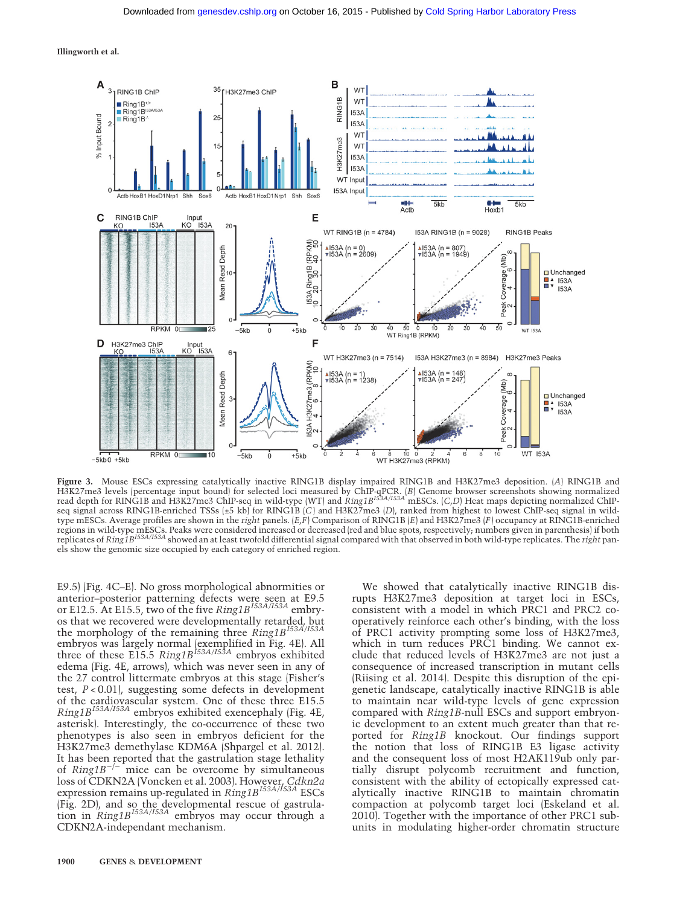**Figure 3.** Mouse ESCs expressing catalytically inactive RING1B display impaired RING1B and H3K27me3 deposition. (*A*) RING1B and H3K27me3 levels (percentage input bound) for selected loci measured by ChIP-qPCR. (*B*) Genome browser screenshots showing normalized read depth for RING1B and H3K27me3 ChIP-seq in wild-type (WT) and *Ring1B*$^{I53A/I53A}$ mESCs. (*C*,*D*) Heat maps depicting normalized ChIP-seq signal across RING1B-enriched TSSs (±5 kb) for RING1B (*C*) and H3K27me3 (*D*), ranked from highest to lowest ChIP-seq signal in wild-type mESCs. Average profiles are shown in the *right* panels. (*E*,*F*) Comparison of RING1B (*E*) and H3K27me3 (*F*) occupancy at RING1B-enriched regions in wild-type mESCs. Peaks were considered increased or decreased (red and blue spots, respectively; numbers given in parenthesis) if both replicates of *Ring1B*$^{I53A/I53A}$ showed an at least twofold differential signal compared with that observed in both wild-type replicates. The *right* panels show the genomic size occupied by each category of enriched region.

E9.5) (Fig. 4C–E). No gross morphological abnormities or anterior–posterior patterning defects were seen at E9.5 or E12.5. At E15.5, two of the five *Ring1B*$^{I53A/I53A}$ embryos that we recovered were developmentally retarded, but the morphology of the remaining three *Ring1B*$^{I53A/I53A}$ embryos was largely normal (exemplified in Fig. 4E). All three of these E15.5 *Ring1B*$^{I53A/I53A}$ embryos exhibited edema (Fig. 4E, arrows), which was never seen in any of the 27 control littermate embryos at this stage (Fisher's test, $P < 0.01$), suggesting some defects in development of the cardiovascular system. One of these three E15.5 *Ring1B*$^{I53A/I53A}$ embryos exhibited exencephaly (Fig. 4E, asterisk). Interestingly, the co-occurrence of these two phenotypes is also seen in embryos deficient for the H3K27me3 demethylase KDM6A (Shpargel et al. 2012). It has been reported that the gastrulation stage lethality of *Ring1B*$^{-/-}$ mice can be overcome by simultaneous loss of CDKN2A (Voncken et al. 2003). However, *Cdkn2a* expression remains up-regulated in *Ring1B*$^{I53A/I53A}$ ESCs (Fig. 2D), and so the developmental rescue of gastrulation in *Ring1B*$^{I53A/I53A}$ embryos may occur through a CDKN2A-independant mechanism.

We showed that catalytically inactive RING1B disrupts H3K27me3 deposition at target loci in ESCs, consistent with a model in which PRC1 and PRC2 cooperatively reinforce each other's binding, with the loss of PRC1 activity prompting some loss of H3K27me3, which in turn reduces PRC1 binding. We cannot exclude that reduced levels of H3K27me3 are not just a consequence of increased transcription in mutant cells (Riising et al. 2014). Despite this disruption of the epigenetic landscape, catalytically inactive RING1B is able to maintain near wild-type levels of gene expression compared with *Ring1B*-null ESCs and support embryonic development to an extent much greater than that reported for *Ring1B* knockout. Our findings support the notion that loss of RING1B E3 ligase activity and the consequent loss of most H2AK119ub only partially disrupt polycomb recruitment and function, consistent with the ability of ectopically expressed catalytically inactive RING1B to maintain chromatin compaction at polycomb target loci (Eskeland et al. 2010). Together with the importance of other PRC1 subunits in modulating higher-order chromatin structure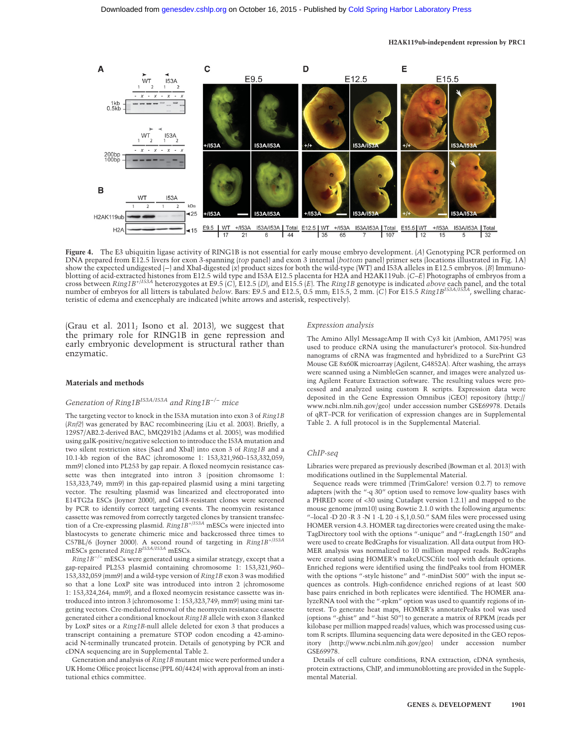Figure 4. The E3 ubiquitin ligase activity of RING1B is not essential for early mouse embryo development. (A) Genotyping PCR performed on DNA prepared from E12.5 livers for exon 3-spanning (top panel) and exon 3 internal (bottom panel) primer sets (locations illustrated in Fig. 1A) show the expected undigested (−) and XbaI-digested (x) product sizes for both the wild-type (WT) and I53A alleles in E12.5 embryos. (B) Immunoblotting of acid-extracted histones from E12.5 wild type and I53A E12.5 placenta for H2A and H2AK119ub. (C–E) Photographs of embryos from a cross between *Ring1B*$^{+/I53A}$ heterozygotes at E9.5 (C), E12.5 (D), and E15.5 (E). The *Ring1B* genotype is indicated above each panel, and the total number of embryos for all litters is tabulated below. Bars: E9.5 and E12.5, 0.5 mm; E15.5, 2 mm. (C) For E15.5 *Ring1B*$^{I53A/I53A}$, swelling characteristic of edema and exencephaly are indicated (white arrows and asterisk, respectively).

(Grau et al. 2011; Isono et al. 2013), we suggest that the primary role for RING1B in gene repression and early embryonic development is structural rather than enzymatic.

## Materials and methods

### Generation of *Ring1B*$^{I53A/I53A}$ and *Ring1B*$^{-/-}$ mice

The targeting vector to knock in the I53A mutation into exon 3 of *Ring1B* (*Rnf2*) was generated by BAC recombineering (Liu et al. 2003). Briefly, a 129S7/AB2.2-derived BAC, bMQ291b2 (Adams et al. 2005), was modified using galK-positive/negative selection to introduce the I53A mutation and two silent restriction sites (SacI and XbaI) into exon 3 of *Ring1B* and a 10.1-kb region of the BAC (chromosome 1: 153,321,960–153,332,059; mm9) cloned into PL253 by gap repair. A floxed neomycin resistance cassette was then integrated into intron 3 (position chromosome 1: 153,323,749; mm9) in this gap-repaired plasmid using a mini targeting vector. The resulting plasmid was linearized and electroporated into E14TG2a ESCs (Joyner 2000), and G418-resistant clones were screened by PCR to identify correct targeting events. The neomycin resistance cassette was removed from correctly targeted clones by transient transfection of a Cre-expressing plasmid. *Ring1B*$^{+/I53A}$ mESCs were injected into blastocysts to generate chimeric mice and backcrossed three times to C57BL/6 (Joyner 2000). A second round of targeting in *Ring1B*$^{+/I53A}$ mESCs generated *Ring1B*$^{I53A/I53A}$ mESCs.

*Ring1B*$^{-/-}$ mESCs were generated using a similar strategy, except that a gap-repaired PL253 plasmid containing chromosome 1: 153,321,960–153,332,059 (mm9) and a wild-type version of *Ring1B* exon 3 was modified so that a lone LoxP site was introduced into intron 2 (chromosome 1: 153,324,264; mm9), and a floxed neomycin resistance cassette was introduced into intron 3 (chromosome 1: 153,323,749; mm9) using mini targeting vectors. Cre-mediated removal of the neomycin resistance cassette generated either a conditional knockout *Ring1B* allele with exon 3 flanked by LoxP sites or a *Ring1B*-null allele deleted for exon 3 that produces a transcript containing a premature STOP codon encoding a 42-amino-acid N-terminally truncated protein. Details of genotyping by PCR and cDNA sequencing are in Supplemental Table 2.

Generation and analysis of *Ring1B* mutant mice were performed under a UK Home Office project license (PPL 60/4424) with approval from an institutional ethics committee.

### Expression analysis

The Amino Allyl MessageAmp II with Cy3 kit (Ambion, AM1795) was used to produce cRNA using the manufacturer's protocol. Six-hundred nanograms of cRNA was fragmented and hybridized to a SurePrint G3 Mouse GE 8x60K microarray (Agilent, G4852A). After washing, the arrays were scanned using a NimbleGen scanner, and images were analyzed using Agilent Feature Extraction software. The resulting values were processed and analyzed using custom R scripts. Expression data were deposited in the Gene Expression Omnibus (GEO) repository (http://www.ncbi.nlm.nih.gov/geo) under accession number GSE69978. Details of qRT–PCR for verification of expression changes are in Supplemental Table 2. A full protocol is in the Supplemental Material.

### ChIP-seq

Libraries were prepared as previously described (Bowman et al. 2013) with modifications outlined in the Supplemental Material.

Sequence reads were trimmed (TrimGalore! version 0.2.7) to remove adapters (with the "-q 30" option used to remove low-quality bases with a PHRED score of <30 using Cutadapt version 1.2.1) and mapped to the mouse genome (mm10) using Bowtie 2.1.0 with the following arguments: "–local -D 20 -R 3 -N 1 -L 20 -i S,1,0.50." SAM files were processed using HOMER version 4.3. HOMER tag directories were created using the makeTagDirectory tool with the options "-unique" and "-fragLength 150" and were used to create BedGraphs for visualization. All data output from HOMER analysis was normalized to 10 million mapped reads. BedGraphs were created using HOMER's makeUCSCfile tool with default options. Enriched regions were identified using the findPeaks tool from HOMER with the options "-style histone" and "-minDist 500" with the input sequences as controls. High-confidence enriched regions of at least 500 base pairs enriched in both replicates were identified. The HOMER analyzeRNA tool with the "-rpkm" option was used to quantify regions of interest. To generate heat maps, HOMER's annotatePeaks tool was used (options "-ghist" and "-hist 50") to generate a matrix of RPKM (reads per kilobase per million mapped reads) values, which was processed using custom R scripts. Illumina sequencing data were deposited in the GEO repository (http://www.ncbi.nlm.nih.gov/geo) under accession number GSE69978.

Details of cell culture conditions, RNA extraction, cDNA synthesis, protein extractions, ChIP, and immunoblotting are provided in the Supplemental Material.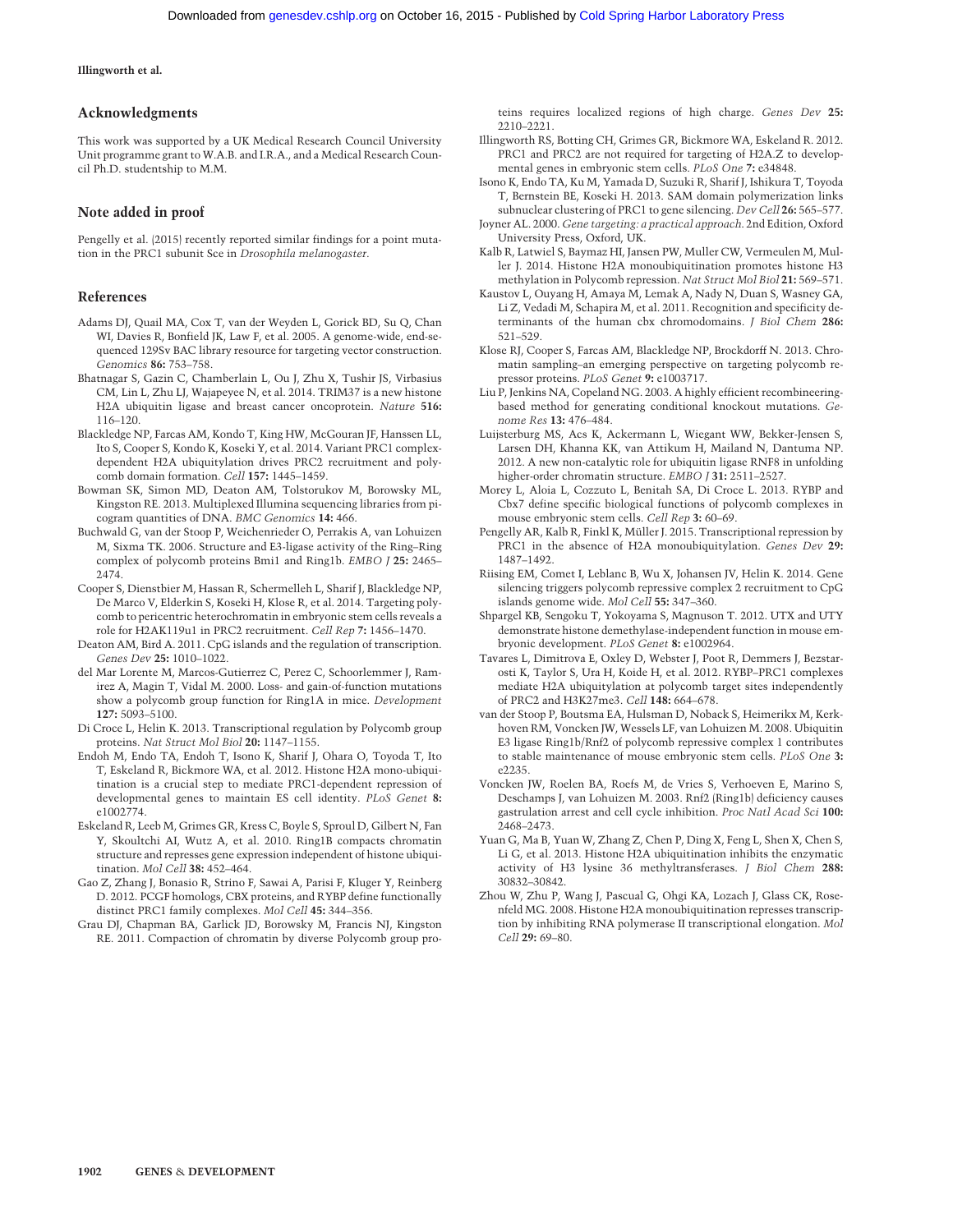## Acknowledgments

This work was supported by a UK Medical Research Council University Unit programme grant to W.A.B. and I.R.A., and a Medical Research Council Ph.D. studentship to M.M.

## Note added in proof

Pengelly et al. (2015) recently reported similar findings for a point mutation in the PRC1 subunit Sce in *Drosophila melanogaster*.

## References

Adams DJ, Quail MA, Cox T, van der Weyden L, Gorick BD, Su Q, Chan WI, Davies R, Bonfield JK, Law F, et al. 2005. A genome-wide, end-sequenced 129Sv BAC library resource for targeting vector construction. *Genomics* **86:** 753–758.

Bhatnagar S, Gazin C, Chamberlain L, Ou J, Zhu X, Tushir JS, Virbasius CM, Lin L, Zhu LJ, Wajapeyee N, et al. 2014. TRIM37 is a new histone H2A ubiquitin ligase and breast cancer oncoprotein. *Nature* **516:** 116–120.

Blackledge NP, Farcas AM, Kondo T, King HW, McGouran JF, Hanssen LL, Ito S, Cooper S, Kondo K, Koseki Y, et al. 2014. Variant PRC1 complex-dependent H2A ubiquitylation drives PRC2 recruitment and polycomb domain formation. *Cell* **157:** 1445–1459.

Bowman SK, Simon MD, Deaton AM, Tolstorukov M, Borowsky ML, Kingston RE. 2013. Multiplexed Illumina sequencing libraries from picogram quantities of DNA. *BMC Genomics* **14:** 466.

Buchwald G, van der Stoop P, Weichenrieder O, Perrakis A, van Lohuizen M, Sixma TK. 2006. Structure and E3-ligase activity of the Ring–Ring complex of polycomb proteins Bmi1 and Ring1b. *EMBO J* **25:** 2465–2474.

Cooper S, Dienstbier M, Hassan R, Schermelleh L, Sharif J, Blackledge NP, De Marco V, Elderkin S, Koseki H, Klose R, et al. 2014. Targeting polycomb to pericentric heterochromatin in embryonic stem cells reveals a role for H2AK119u1 in PRC2 recruitment. *Cell Rep* **7:** 1456–1470.

Deaton AM, Bird A. 2011. CpG islands and the regulation of transcription. *Genes Dev* **25:** 1010–1022.

del Mar Lorente M, Marcos-Gutierrez C, Perez C, Schoorlemmer J, Ramirez A, Magin T, Vidal M. 2000. Loss- and gain-of-function mutations show a polycomb group function for Ring1A in mice. *Development* **127:** 5093–5100.

Di Croce L, Helin K. 2013. Transcriptional regulation by Polycomb group proteins. *Nat Struct Mol Biol* **20:** 1147–1155.

Endoh M, Endo TA, Endoh T, Isono K, Sharif J, Ohara O, Toyoda T, Ito T, Eskeland R, Bickmore WA, et al. 2012. Histone H2A mono-ubiquitination is a crucial step to mediate PRC1-dependent repression of developmental genes to maintain ES cell identity. *PLoS Genet* **8:** e1002774.

Eskeland R, Leeb M, Grimes GR, Kress C, Boyle S, Sproul D, Gilbert N, Fan Y, Skoultchi AI, Wutz A, et al. 2010. Ring1B compacts chromatin structure and represses gene expression independent of histone ubiquitination. *Mol Cell* **38:** 452–464.

Gao Z, Zhang J, Bonasio R, Strino F, Sawai A, Parisi F, Kluger Y, Reinberg D. 2012. PCGF homologs, CBX proteins, and RYBP define functionally distinct PRC1 family complexes. *Mol Cell* **45:** 344–356.

Grau DJ, Chapman BA, Garlick JD, Borowsky M, Francis NJ, Kingston RE. 2011. Compaction of chromatin by diverse Polycomb group proteins requires localized regions of high charge. *Genes Dev* **25:** 2210–2221.

Illingworth RS, Botting CH, Grimes GR, Bickmore WA, Eskeland R. 2012. PRC1 and PRC2 are not required for targeting of H2A.Z to developmental genes in embryonic stem cells. *PLoS One* **7:** e34848.

Isono K, Endo TA, Ku M, Yamada D, Suzuki R, Sharif J, Ishikura T, Toyoda T, Bernstein BE, Koseki H. 2013. SAM domain polymerization links subnuclear clustering of PRC1 to gene silencing. *Dev Cell* **26:** 565–577.

Joyner AL. 2000. *Gene targeting: a practical approach.* 2nd Edition, Oxford University Press, Oxford, UK.

Kalb R, Latwiel S, Baymaz HI, Jansen PW, Muller CW, Vermeulen M, Muller J. 2014. Histone H2A monoubiquitination promotes histone H3 methylation in Polycomb repression. *Nat Struct Mol Biol* **21:** 569–571.

Kaustov L, Ouyang H, Amaya M, Lemak A, Nady N, Duan S, Wasney GA, Li Z, Vedadi M, Schapira M, et al. 2011. Recognition and specificity determinants of the human cbx chromodomains. *J Biol Chem* **286:** 521–529.

Klose RJ, Cooper S, Farcas AM, Blackledge NP, Brockdorff N. 2013. Chromatin sampling–an emerging perspective on targeting polycomb repressor proteins. *PLoS Genet* **9:** e1003717.

Liu P, Jenkins NA, Copeland NG. 2003. A highly efficient recombineering-based method for generating conditional knockout mutations. *Genome Res* **13:** 476–484.

Luijsterburg MS, Acs K, Ackermann L, Wiegant WW, Bekker-Jensen S, Larsen DH, Khanna KK, van Attikum H, Mailand N, Dantuma NP. 2012. A new non-catalytic role for ubiquitin ligase RNF8 in unfolding higher-order chromatin structure. *EMBO J* **31:** 2511–2527.

Morey L, Aloia L, Cozzuto L, Benitah SA, Di Croce L. 2013. RYBP and Cbx7 define specific biological functions of polycomb complexes in mouse embryonic stem cells. *Cell Rep* **3:** 60–69.

Pengelly AR, Kalb R, Finkl K, Müller J. 2015. Transcriptional repression by PRC1 in the absence of H2A monoubiquitylation. *Genes Dev* **29:** 1487–1492.

Riising EM, Comet I, Leblanc B, Wu X, Johansen JV, Helin K. 2014. Gene silencing triggers polycomb repressive complex 2 recruitment to CpG islands genome wide. *Mol Cell* **55:** 347–360.

Shpargel KB, Sengoku T, Yokoyama S, Magnuson T. 2012. UTX and UTY demonstrate histone demethylase-independent function in mouse embryonic development. *PLoS Genet* **8:** e1002964.

Tavares L, Dimitrova E, Oxley D, Webster J, Poot R, Demmers J, Bezstarosti K, Taylor S, Ura H, Koide H, et al. 2012. RYBP–PRC1 complexes mediate H2A ubiquitylation at polycomb target sites independently of PRC2 and H3K27me3. *Cell* **148:** 664–678.

van der Stoop P, Boutsma EA, Hulsman D, Noback S, Heimerikx M, Kerkhoven RM, Voncken JW, Wessels LF, van Lohuizen M. 2008. Ubiquitin E3 ligase Ring1b/Rnf2 of polycomb repressive complex 1 contributes to stable maintenance of mouse embryonic stem cells. *PLoS One* **3:** e2235.

Voncken JW, Roelen BA, Roefs M, de Vries S, Verhoeven E, Marino S, Deschamps J, van Lohuizen M. 2003. Rnf2 (Ring1b) deficiency causes gastrulation arrest and cell cycle inhibition. *Proc Natl Acad Sci* **100:** 2468–2473.

Yuan G, Ma B, Yuan W, Zhang Z, Chen P, Ding X, Feng L, Shen X, Chen S, Li G, et al. 2013. Histone H2A ubiquitination inhibits the enzymatic activity of H3 lysine 36 methyltransferases. *J Biol Chem* **288:** 30832–30842.

Zhou W, Zhu P, Wang J, Pascual G, Ohgi KA, Lozach J, Glass CK, Rosenfeld MG. 2008. Histone H2A monoubiquitination represses transcription by inhibiting RNA polymerase II transcriptional elongation. *Mol Cell* **29:** 69–80.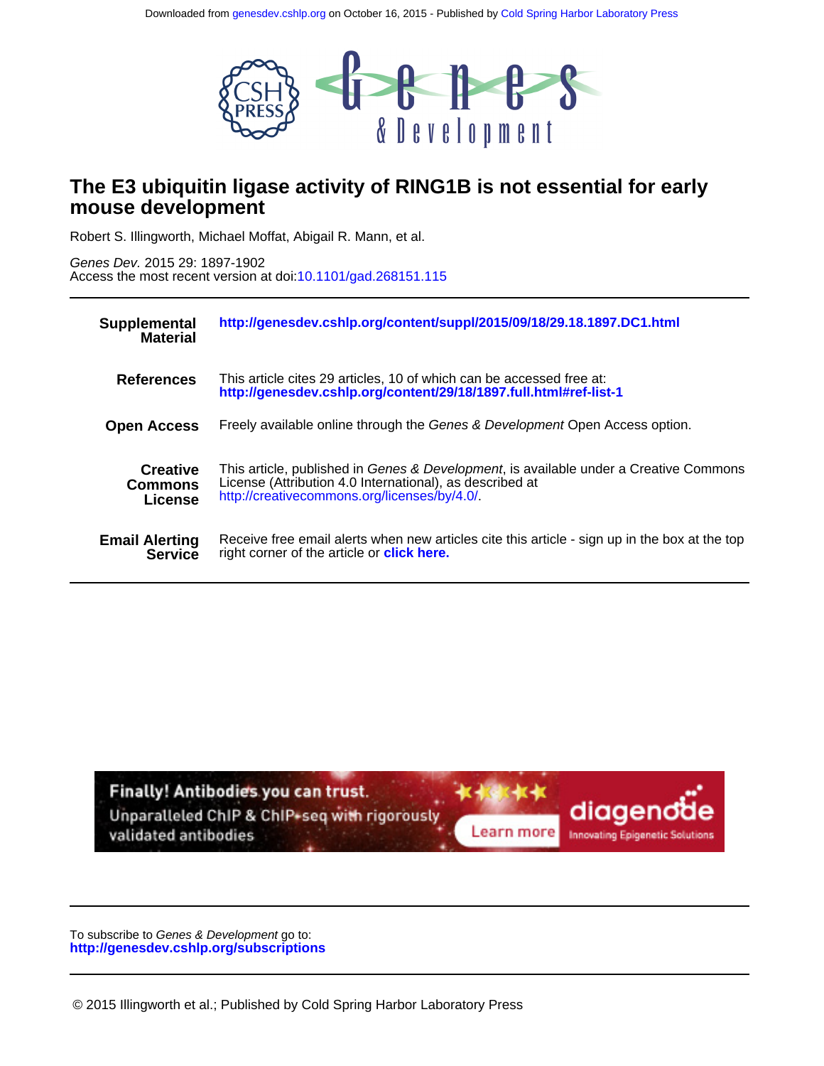Downloaded from genesdev.cshlp.org on October 16, 2015 - Published by Cold Spring Harbor Laboratory Press

# The E3 ubiquitin ligase activity of RING1B is not essential for early mouse development

Robert S. Illingworth, Michael Moffat, Abigail R. Mann, et al.

*Genes Dev.* 2015 29: 1897-1902
Access the most recent version at doi:10.1101/gad.268151.115

| | |
|---|---|
| **Supplemental Material** | **http://genesdev.cshlp.org/content/suppl/2015/09/18/29.18.1897.DC1.html** |
| **References** | This article cites 29 articles, 10 of which can be accessed free at: **http://genesdev.cshlp.org/content/29/18/1897.full.html#ref-list-1** |
| **Open Access** | Freely available online through the *Genes & Development* Open Access option. |
| **Creative Commons License** | This article, published in *Genes & Development*, is available under a Creative Commons License (Attribution 4.0 International), as described at http://creativecommons.org/licenses/by/4.0/. |
| **Email Alerting Service** | Receive free email alerts when new articles cite this article - sign up in the box at the top right corner of the article or **click here.** |

To subscribe to *Genes & Development* go to:
**http://genesdev.cshlp.org/subscriptions**

© 2015 Illingworth et al.; Published by Cold Spring Harbor Laboratory Press